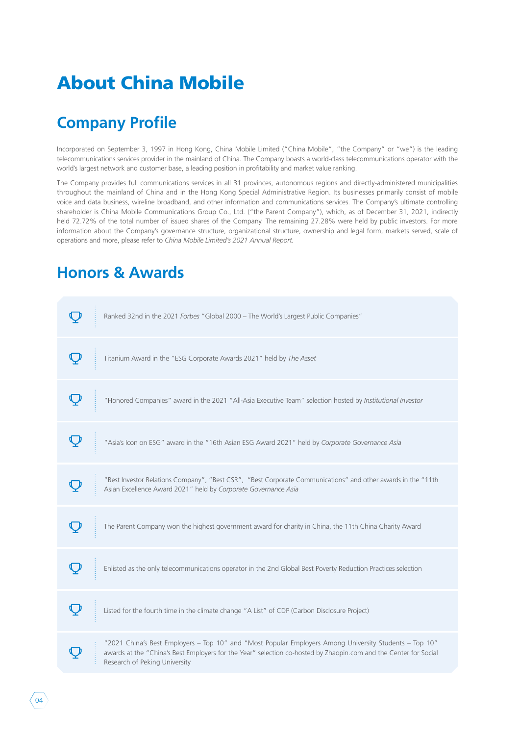# About China Mobile

## Company Profile

Incorporated on September 3, 1997 in Hong Kong, China Mobile Limited ("China Mobile", "the Company" or "we") is the leading telecommunications services provider in the mainland of China. The Company boasts a world-class telecommunications operator with the world's largest network and customer base, a leading position in profitability and market value ranking.

The Company provides full communications services in all 31 provinces, autonomous regions and directly-administered municipalities throughout the mainland of China and in the Hong Kong Special Administrative Region. Its businesses primarily consist of mobile voice and data business, wireline broadband, and other information and communications services. The Company's ultimate controlling shareholder is China Mobile Communications Group Co., Ltd. ("the Parent Company"), which, as of December 31, 2021, indirectly held 72.72% of the total number of issued shares of the Company. The remaining 27.28% were held by public investors. For more information about the Company's governance structure, organizational structure, ownership and legal form, markets served, scale of operations and more, please refer to *China Mobile Limited's 2021 Annual Report*.

## Honors & Awards

- Ranked 32nd in the 2021 *Forbes* "Global 2000 – The World's Largest Public Companies"
- Titanium Award in the "ESG Corporate Awards 2021" held by *The Asset*
- "Honored Companies" award in the 2021 "All-Asia Executive Team" selection hosted by *Institutional Investor*
- "Asia's Icon on ESG" award in the "16th Asian ESG Award 2021" held by *Corporate Governance Asia*
- "Best Investor Relations Company", "Best CSR", "Best Corporate Communications" and other awards in the "11th Asian Excellence Award 2021" held by *Corporate Governance Asia*
- The Parent Company won the highest government award for charity in China, the 11th China Charity Award
- Enlisted as the only telecommunications operator in the 2nd Global Best Poverty Reduction Practices selection
- Listed for the fourth time in the climate change "A List" of CDP (Carbon Disclosure Project)
- "2021 China's Best Employers – Top 10" and "Most Popular Employers Among University Students – Top 10" awards at the "China's Best Employers for the Year" selection co-hosted by Zhaopin.com and the Center for Social Research of Peking University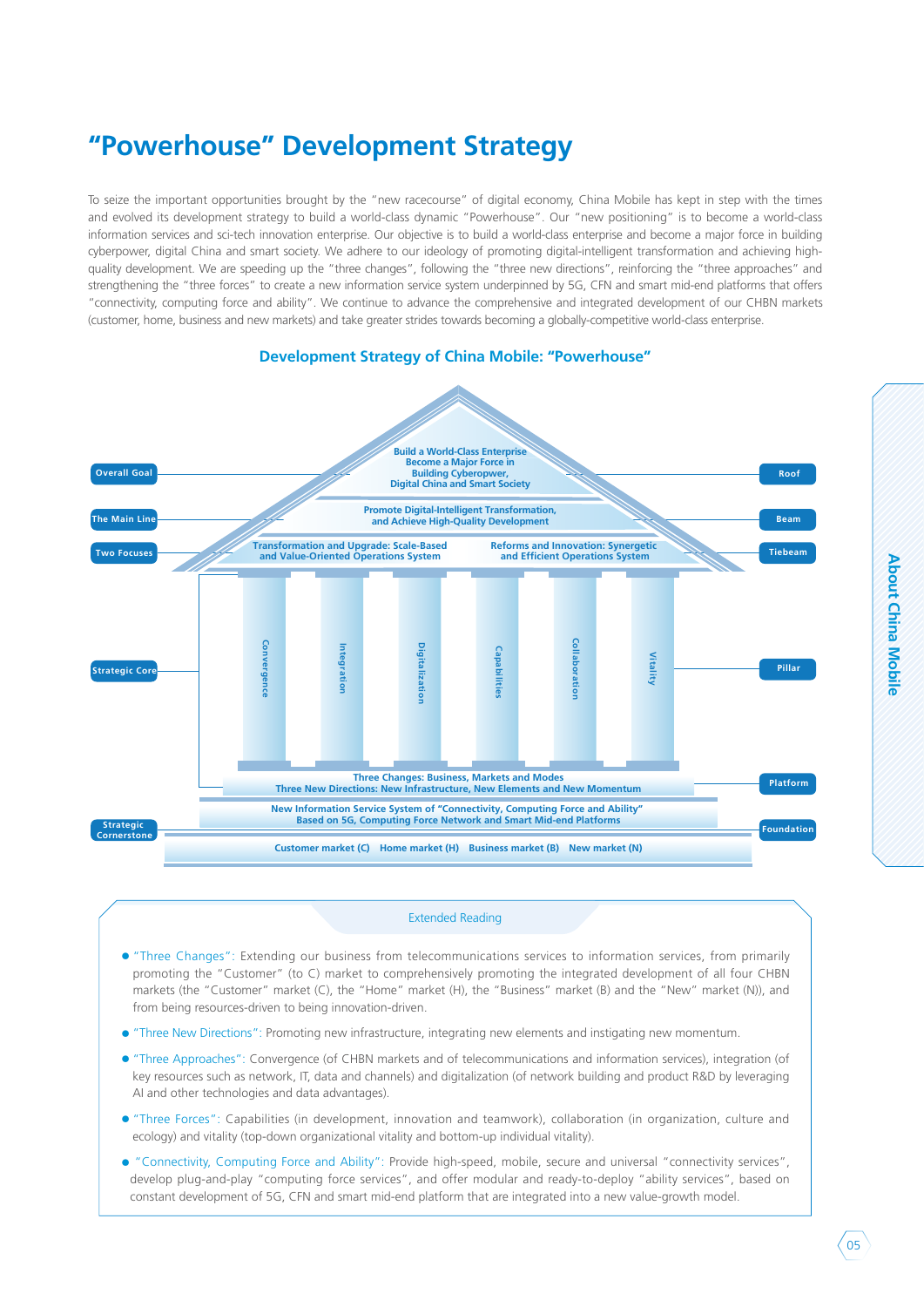# "Powerhouse" Development Strategy

To seize the important opportunities brought by the "new racecourse" of digital economy, China Mobile has kept in step with the times and evolved its development strategy to build a world-class dynamic "Powerhouse". Our "new positioning" is to become a world-class information services and sci-tech innovation enterprise. Our objective is to build a world-class enterprise and become a major force in building cyberpower, digital China and smart society. We adhere to our ideology of promoting digital-intelligent transformation and achieving high-quality development. We are speeding up the "three changes", following the "three new directions", reinforcing the "three approaches" and strengthening the "three forces" to create a new information service system underpinned by 5G, CFN and smart mid-end platforms that offers "connectivity, computing force and ability". We continue to advance the comprehensive and integrated development of our CHBN markets (customer, home, business and new markets) and take greater strides towards becoming a globally-competitive world-class enterprise.

**Development Strategy of China Mobile: "Powerhouse"**

Overall Goal — Roof: Build a World-Class Enterprise; Become a Major Force in Building Cyberpower, Digital China and Smart Society

The Main Line — Beam: Promote Digital-Intelligent Transformation, and Achieve High-Quality Development

Two Focuses — Tiebeam: Transformation and Upgrade: Scale-Based and Value-Oriented Operations System; Reforms and Innovation: Synergetic and Efficient Operations System

Strategic Core — Pillar: Convergence; Integration; Digitalization; Capabilities; Collaboration; Vitality

Platform: Three Changes: Business, Markets and Modes; Three New Directions: New Infrastructure, New Elements and New Momentum

Strategic Cornerstone — Foundation: New Information Service System of "Connectivity, Computing Force and Ability" Based on 5G, Computing Force Network and Smart Mid-end Platforms

Customer market (C) Home market (H) Business market (B) New market (N)

**Extended Reading**

- "Three Changes": Extending our business from telecommunications services to information services, from primarily promoting the "Customer" (to C) market to comprehensively promoting the integrated development of all four CHBN markets (the "Customer" market (C), the "Home" market (H), the "Business" market (B) and the "New" market (N)), and from being resources-driven to being innovation-driven.
- "Three New Directions": Promoting new infrastructure, integrating new elements and instigating new momentum.
- "Three Approaches": Convergence (of CHBN markets and of telecommunications and information services), integration (of key resources such as network, IT, data and channels) and digitalization (of network building and product R&D by leveraging AI and other technologies and data advantages).
- "Three Forces": Capabilities (in development, innovation and teamwork), collaboration (in organization, culture and ecology) and vitality (top-down organizational vitality and bottom-up individual vitality).
- "Connectivity, Computing Force and Ability": Provide high-speed, mobile, secure and universal "connectivity services", develop plug-and-play "computing force services", and offer modular and ready-to-deploy "ability services", based on constant development of 5G, CFN and smart mid-end platform that are integrated into a new value-growth model.